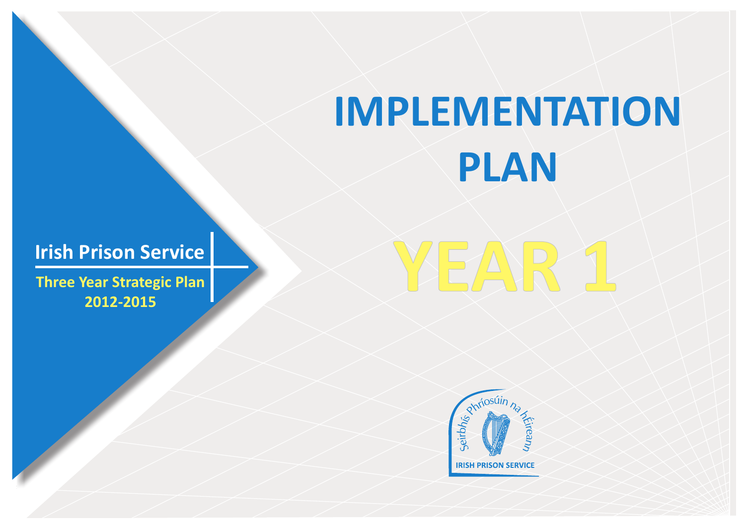# IMPLEMENTATION PLAN

# YEAR 1

**Irish Prison Service**

**Three Year Strategic Plan 2012-2015**

Seirbhís Phríosúin na hÉireann

IRISH PRISON SERVICE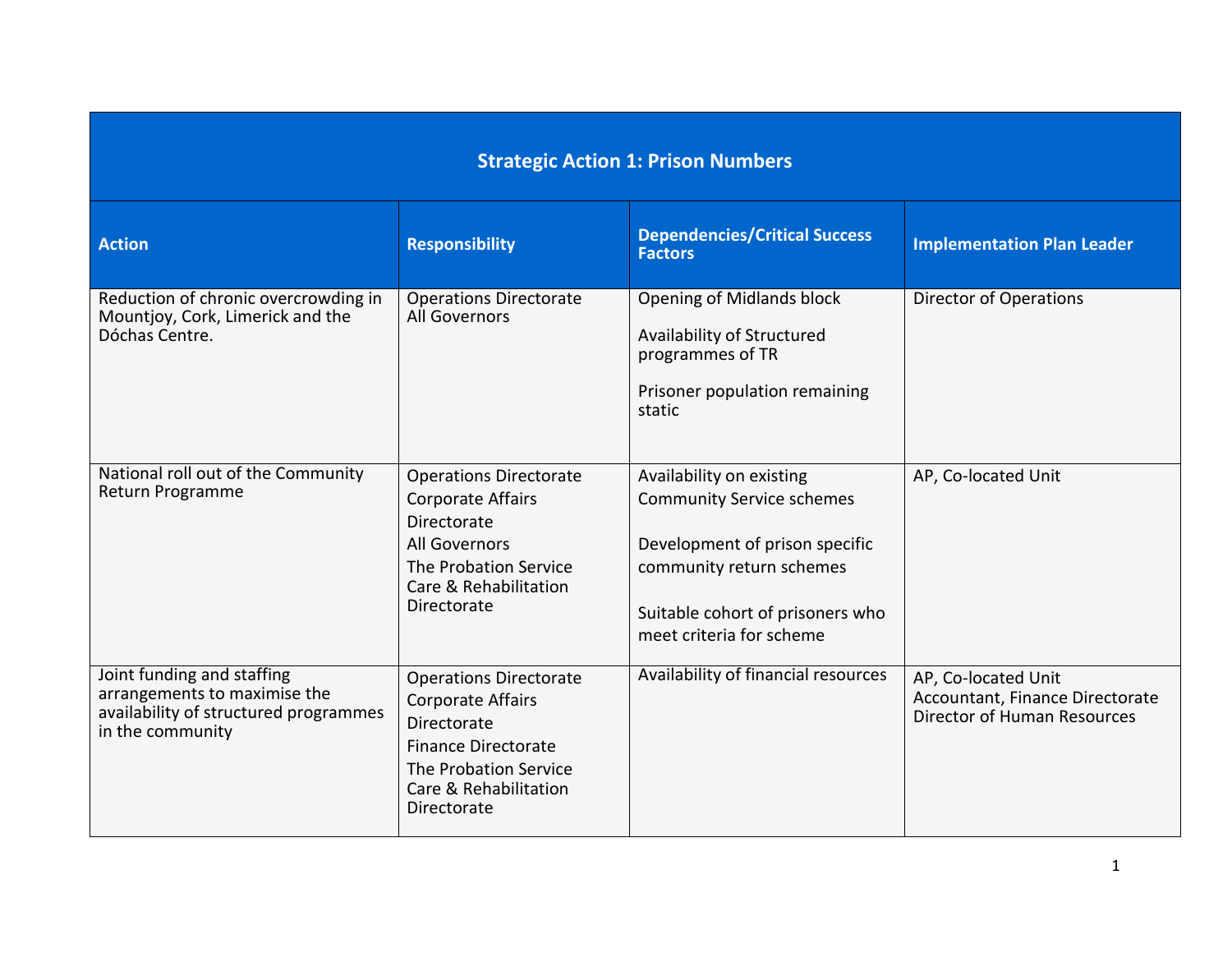## Strategic Action 1: Prison Numbers

| Action | Responsibility | Dependencies/Critical Success Factors | Implementation Plan Leader |
|---|---|---|---|
| Reduction of chronic overcrowding in Mountjoy, Cork, Limerick and the Dóchas Centre. | Operations Directorate<br>All Governors | Opening of Midlands block<br><br>Availability of Structured programmes of TR<br><br>Prisoner population remaining static | Director of Operations |
| National roll out of the Community Return Programme | Operations Directorate<br>Corporate Affairs Directorate<br>All Governors<br>The Probation Service<br>Care & Rehabilitation Directorate | Availability on existing Community Service schemes<br><br>Development of prison specific community return schemes<br><br>Suitable cohort of prisoners who meet criteria for scheme | AP, Co-located Unit |
| Joint funding and staffing arrangements to maximise the availability of structured programmes in the community | Operations Directorate<br>Corporate Affairs Directorate<br>Finance Directorate<br>The Probation Service<br>Care & Rehabilitation Directorate | Availability of financial resources | AP, Co-located Unit<br>Accountant, Finance Directorate<br>Director of Human Resources |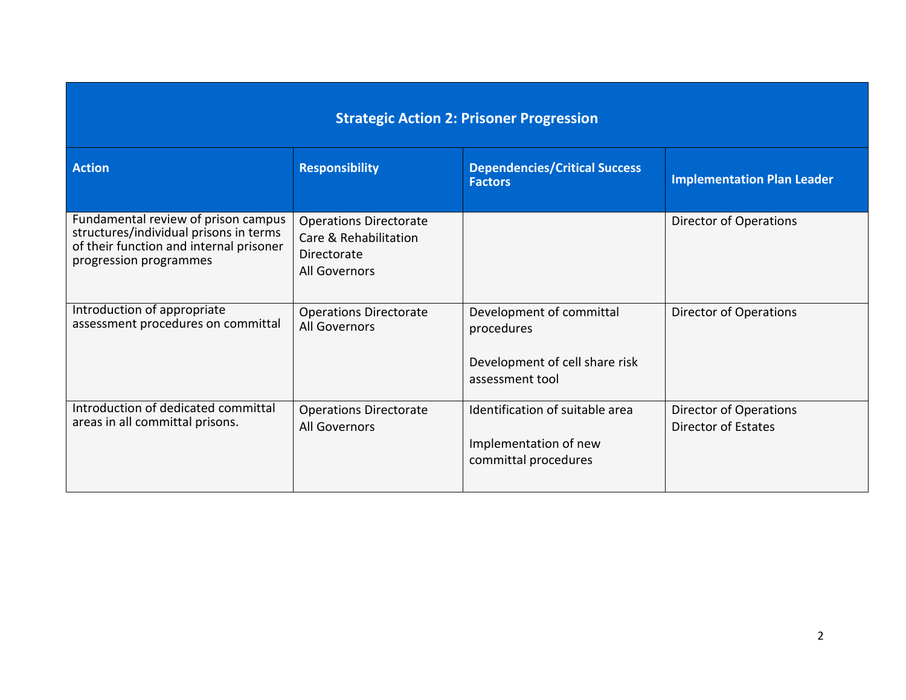| Strategic Action 2: Prisoner Progression | | | |
|---|---|---|---|
| **Action** | **Responsibility** | **Dependencies/Critical Success Factors** | **Implementation Plan Leader** |
| Fundamental review of prison campus structures/individual prisons in terms of their function and internal prisoner progression programmes | Operations Directorate<br>Care & Rehabilitation Directorate<br>All Governors | | Director of Operations |
| Introduction of appropriate assessment procedures on committal | Operations Directorate<br>All Governors | Development of committal procedures<br><br>Development of cell share risk assessment tool | Director of Operations |
| Introduction of dedicated committal areas in all committal prisons. | Operations Directorate<br>All Governors | Identification of suitable area<br><br>Implementation of new committal procedures | Director of Operations<br>Director of Estates |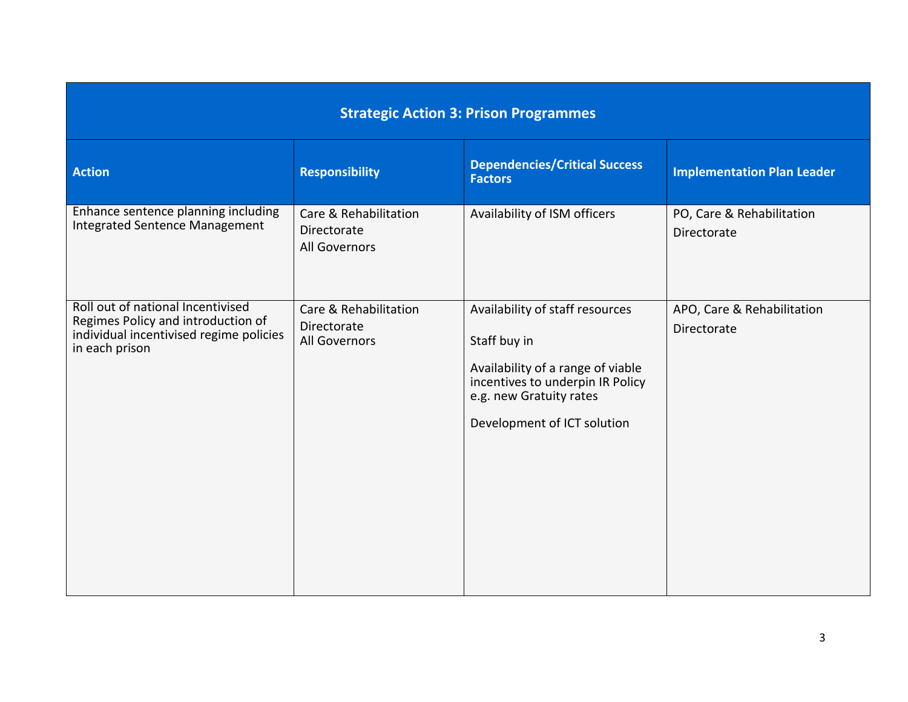| Strategic Action 3: Prison Programmes | | | |
|---|---|---|---|
| **Action** | **Responsibility** | **Dependencies/Critical Success Factors** | **Implementation Plan Leader** |
| Enhance sentence planning including Integrated Sentence Management | Care & Rehabilitation Directorate<br>All Governors | Availability of ISM officers | PO, Care & Rehabilitation Directorate |
| Roll out of national Incentivised Regimes Policy and introduction of individual incentivised regime policies in each prison | Care & Rehabilitation Directorate<br>All Governors | Availability of staff resources<br><br>Staff buy in<br><br>Availability of a range of viable incentives to underpin IR Policy e.g. new Gratuity rates<br><br>Development of ICT solution | APO, Care & Rehabilitation Directorate |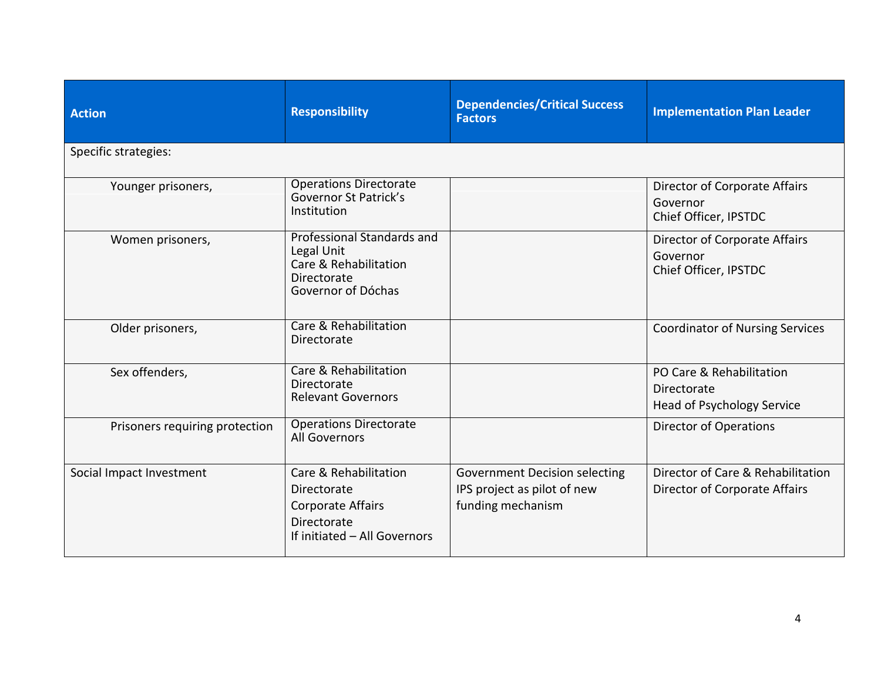| Action | Responsibility | Dependencies/Critical Success Factors | Implementation Plan Leader |
|---|---|---|---|
| Specific strategies: | | | |
| Younger prisoners, | Operations Directorate<br>Governor St Patrick's Institution | | Director of Corporate Affairs<br>Governor<br>Chief Officer, IPSTDC |
| Women prisoners, | Professional Standards and Legal Unit<br>Care & Rehabilitation Directorate<br>Governor of Dóchas | | Director of Corporate Affairs<br>Governor<br>Chief Officer, IPSTDC |
| Older prisoners, | Care & Rehabilitation Directorate | | Coordinator of Nursing Services |
| Sex offenders, | Care & Rehabilitation Directorate<br>Relevant Governors | | PO Care & Rehabilitation Directorate<br>Head of Psychology Service |
| Prisoners requiring protection | Operations Directorate<br>All Governors | | Director of Operations |
| Social Impact Investment | Care & Rehabilitation Directorate<br>Corporate Affairs Directorate<br>If initiated – All Governors | Government Decision selecting IPS project as pilot of new funding mechanism | Director of Care & Rehabilitation<br>Director of Corporate Affairs |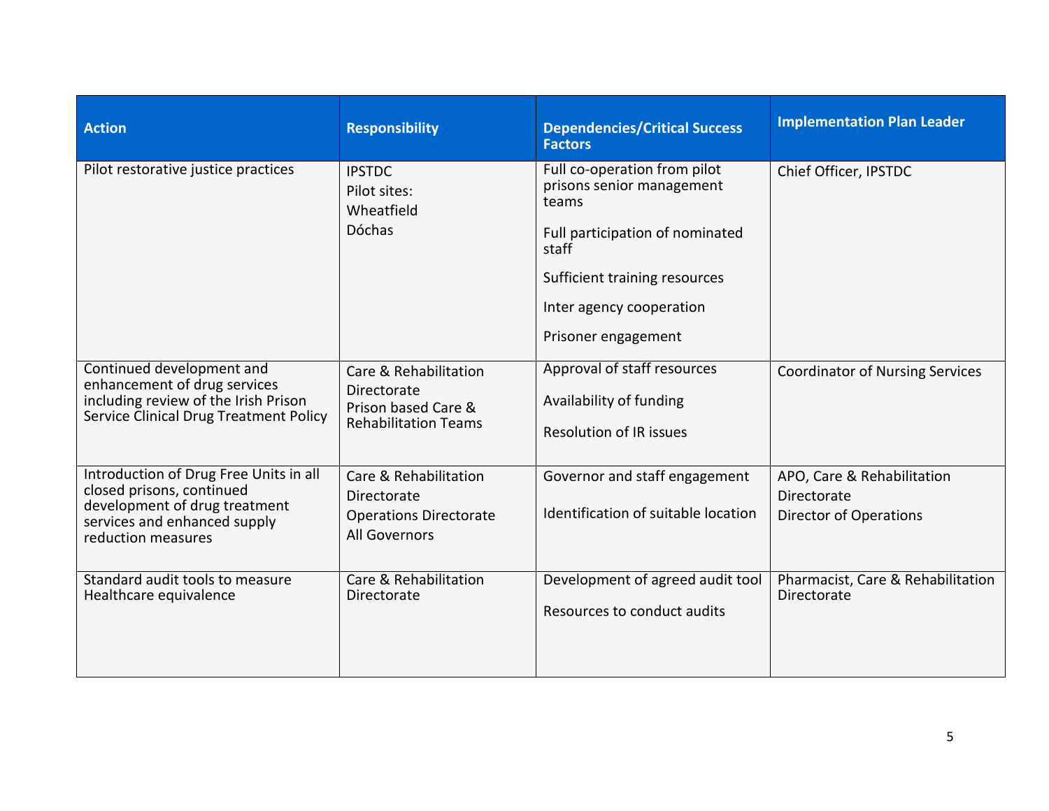| Action | Responsibility | Dependencies/Critical Success Factors | Implementation Plan Leader |
| --- | --- | --- | --- |
| Pilot restorative justice practices | IPSTDC<br>Pilot sites:<br>Wheatfield<br>Dóchas | Full co-operation from pilot prisons senior management teams<br>Full participation of nominated staff<br>Sufficient training resources<br>Inter agency cooperation<br>Prisoner engagement | Chief Officer, IPSTDC |
| Continued development and enhancement of drug services including review of the Irish Prison Service Clinical Drug Treatment Policy | Care & Rehabilitation Directorate<br>Prison based Care & Rehabilitation Teams | Approval of staff resources<br>Availability of funding<br>Resolution of IR issues | Coordinator of Nursing Services |
| Introduction of Drug Free Units in all closed prisons, continued development of drug treatment services and enhanced supply reduction measures | Care & Rehabilitation Directorate<br>Operations Directorate<br>All Governors | Governor and staff engagement<br>Identification of suitable location | APO, Care & Rehabilitation Directorate<br>Director of Operations |
| Standard audit tools to measure Healthcare equivalence | Care & Rehabilitation Directorate | Development of agreed audit tool<br>Resources to conduct audits | Pharmacist, Care & Rehabilitation Directorate |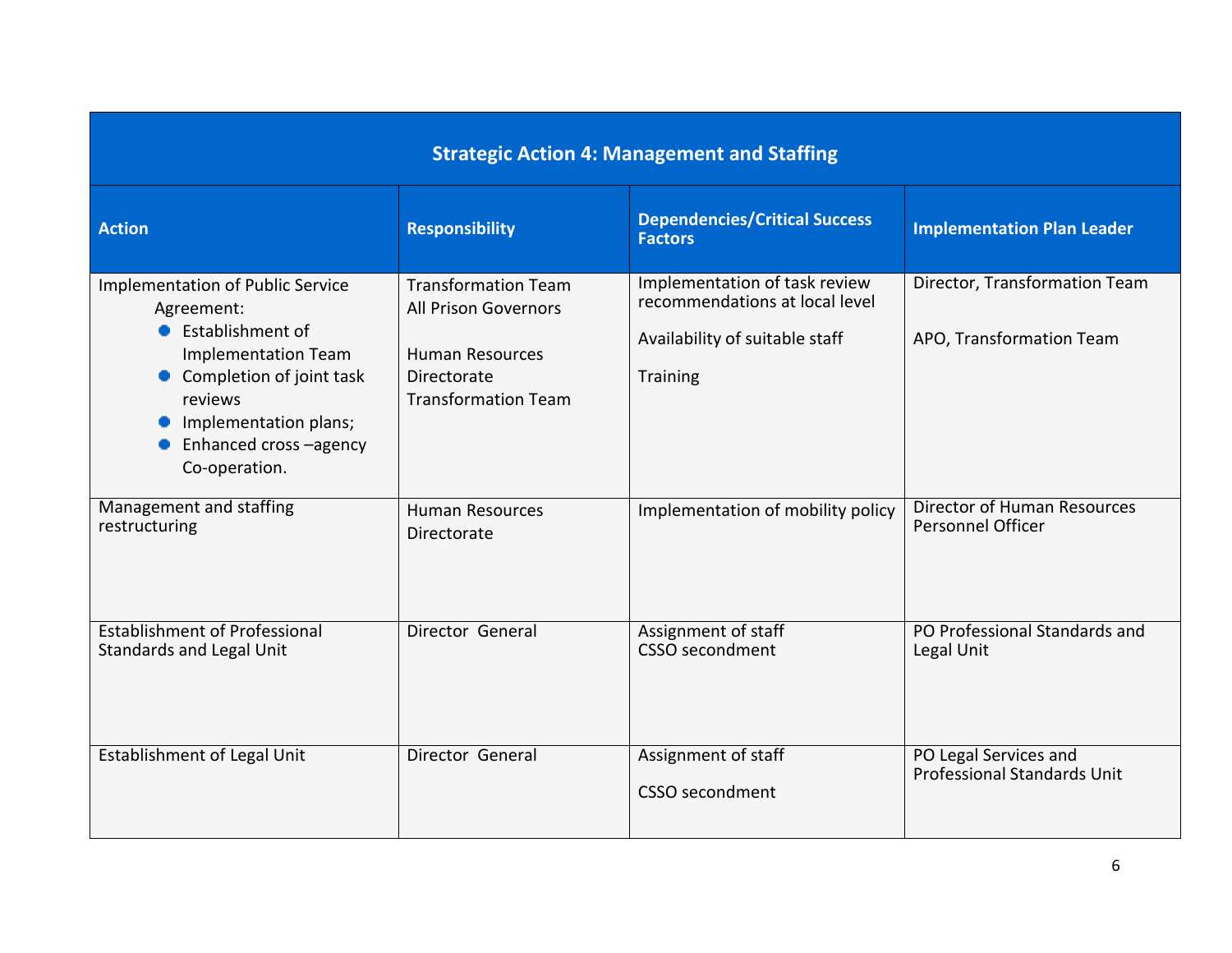| Strategic Action 4: Management and Staffing | | | |
|---|---|---|---|
| **Action** | **Responsibility** | **Dependencies/Critical Success Factors** | **Implementation Plan Leader** |
| Implementation of Public Service Agreement: <br>• Establishment of Implementation Team <br>• Completion of joint task reviews <br>• Implementation plans; <br>• Enhanced cross –agency Co-operation. | Transformation Team <br>All Prison Governors <br><br>Human Resources Directorate <br>Transformation Team | Implementation of task review recommendations at local level <br><br>Availability of suitable staff <br><br>Training | Director, Transformation Team <br><br>APO, Transformation Team |
| Management and staffing restructuring | Human Resources Directorate | Implementation of mobility policy | Director of Human Resources <br>Personnel Officer |
| Establishment of Professional Standards and Legal Unit | Director General | Assignment of staff <br>CSSO secondment | PO Professional Standards and Legal Unit |
| Establishment of Legal Unit | Director General | Assignment of staff <br><br>CSSO secondment | PO Legal Services and Professional Standards Unit |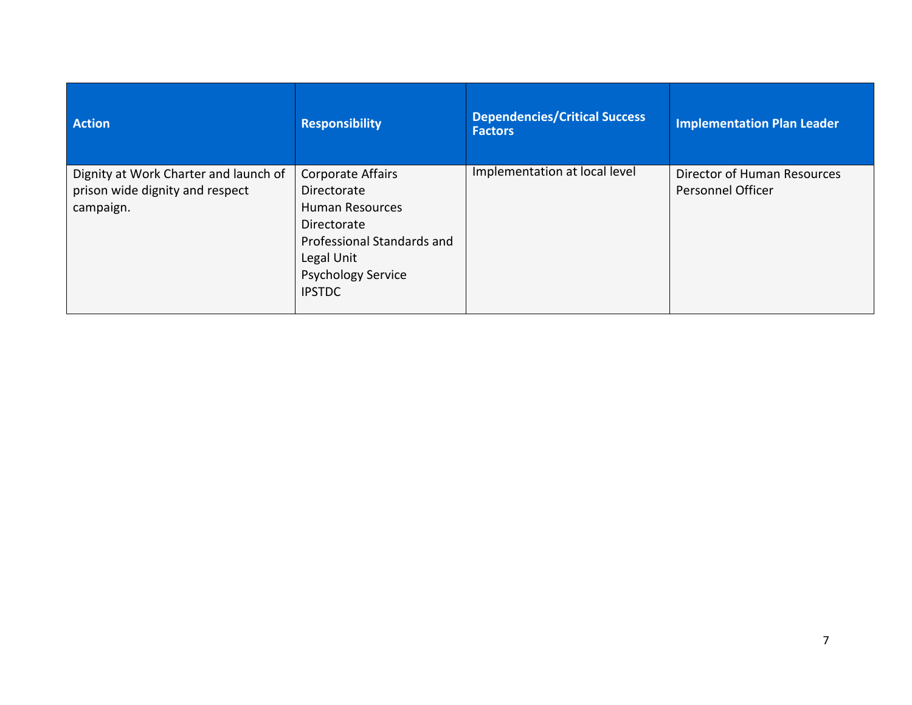| Action | Responsibility | Dependencies/Critical Success Factors | Implementation Plan Leader |
|---|---|---|---|
| Dignity at Work Charter and launch of prison wide dignity and respect campaign. | Corporate Affairs Directorate<br>Human Resources Directorate<br>Professional Standards and Legal Unit<br>Psychology Service<br>IPSTDC | Implementation at local level | Director of Human Resources<br>Personnel Officer |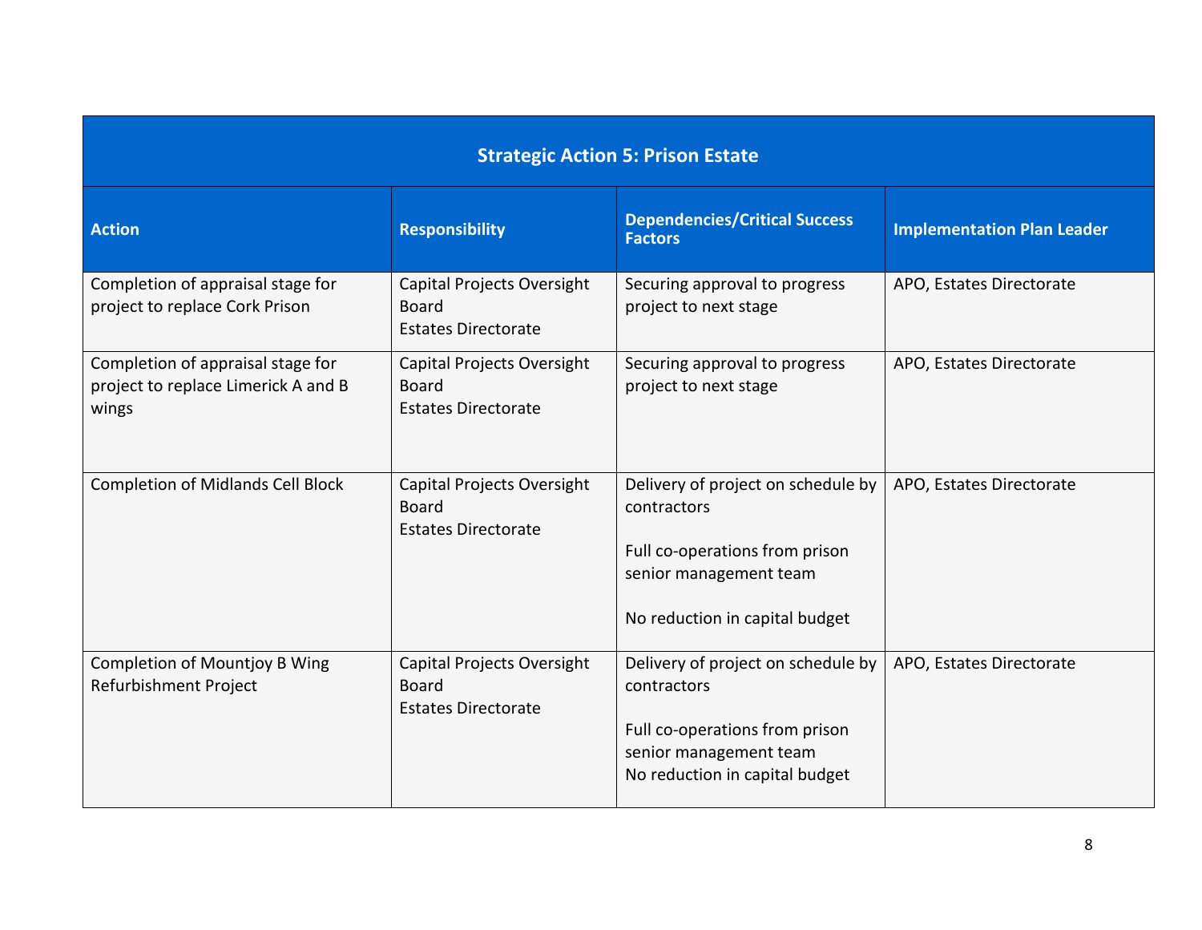| Strategic Action 5: Prison Estate | | | |
|---|---|---|---|
| **Action** | **Responsibility** | **Dependencies/Critical Success Factors** | **Implementation Plan Leader** |
| Completion of appraisal stage for project to replace Cork Prison | Capital Projects Oversight Board<br>Estates Directorate | Securing approval to progress project to next stage | APO, Estates Directorate |
| Completion of appraisal stage for project to replace Limerick A and B wings | Capital Projects Oversight Board<br>Estates Directorate | Securing approval to progress project to next stage | APO, Estates Directorate |
| Completion of Midlands Cell Block | Capital Projects Oversight Board<br>Estates Directorate | Delivery of project on schedule by contractors<br><br>Full co-operations from prison senior management team<br><br>No reduction in capital budget | APO, Estates Directorate |
| Completion of Mountjoy B Wing Refurbishment Project | Capital Projects Oversight Board<br>Estates Directorate | Delivery of project on schedule by contractors<br><br>Full co-operations from prison senior management team<br>No reduction in capital budget | APO, Estates Directorate |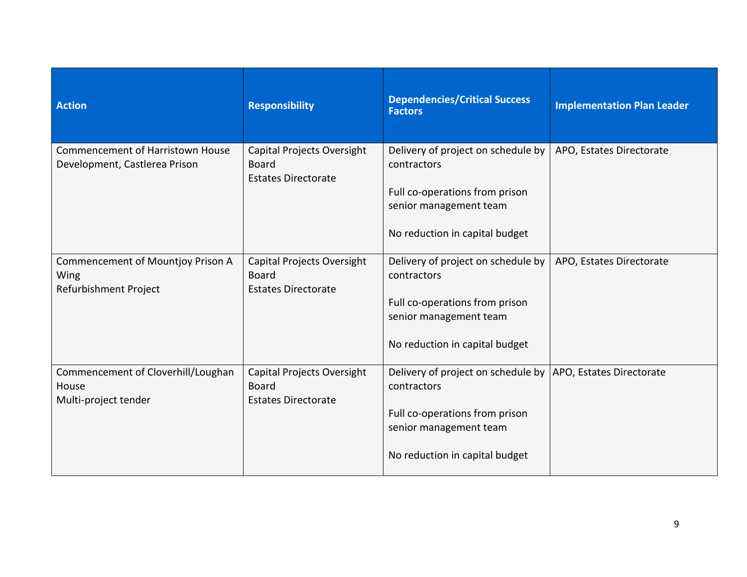| Action | Responsibility | Dependencies/Critical Success Factors | Implementation Plan Leader |
|---|---|---|---|
| Commencement of Harristown House Development, Castlerea Prison | Capital Projects Oversight Board<br>Estates Directorate | Delivery of project on schedule by contractors<br><br>Full co-operations from prison senior management team<br><br>No reduction in capital budget | APO, Estates Directorate |
| Commencement of Mountjoy Prison A Wing<br>Refurbishment Project | Capital Projects Oversight Board<br>Estates Directorate | Delivery of project on schedule by contractors<br><br>Full co-operations from prison senior management team<br><br>No reduction in capital budget | APO, Estates Directorate |
| Commencement of Cloverhill/Loughan House<br>Multi-project tender | Capital Projects Oversight Board<br>Estates Directorate | Delivery of project on schedule by contractors<br><br>Full co-operations from prison senior management team<br><br>No reduction in capital budget | APO, Estates Directorate |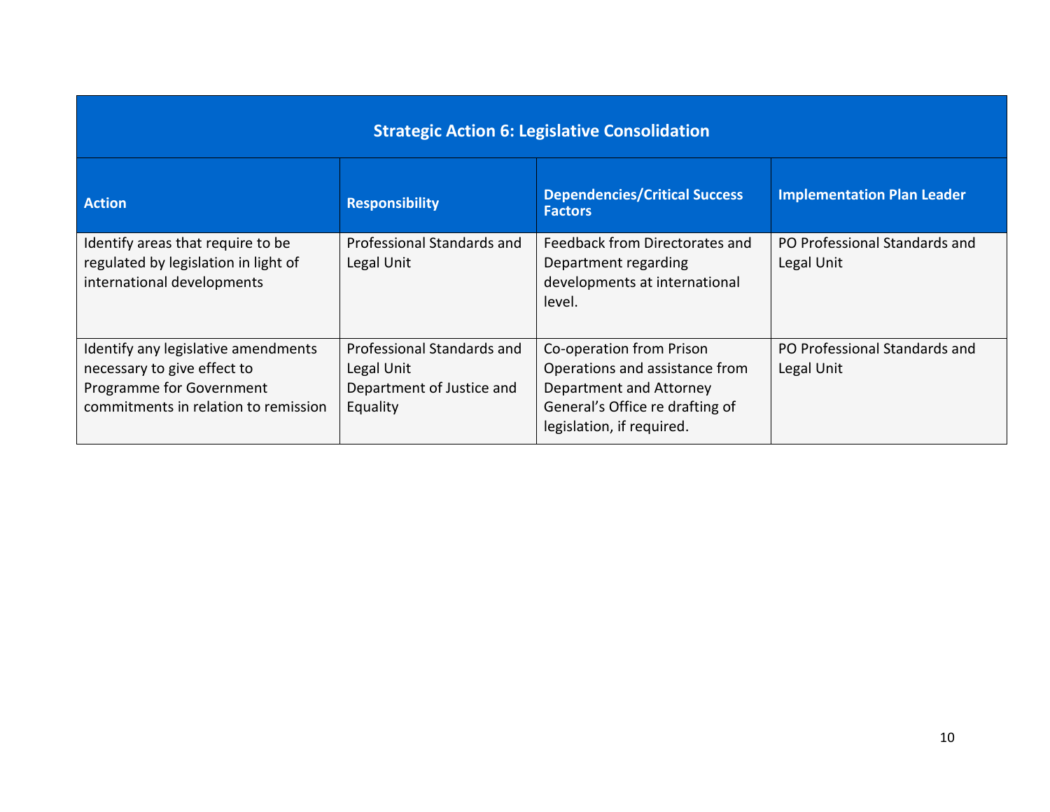| Strategic Action 6: Legislative Consolidation | | | |
|---|---|---|---|
| **Action** | **Responsibility** | **Dependencies/Critical Success Factors** | **Implementation Plan Leader** |
| Identify areas that require to be regulated by legislation in light of international developments | Professional Standards and Legal Unit | Feedback from Directorates and Department regarding developments at international level. | PO Professional Standards and Legal Unit |
| Identify any legislative amendments necessary to give effect to Programme for Government commitments in relation to remission | Professional Standards and Legal Unit<br>Department of Justice and Equality | Co-operation from Prison Operations and assistance from Department and Attorney General's Office re drafting of legislation, if required. | PO Professional Standards and Legal Unit |